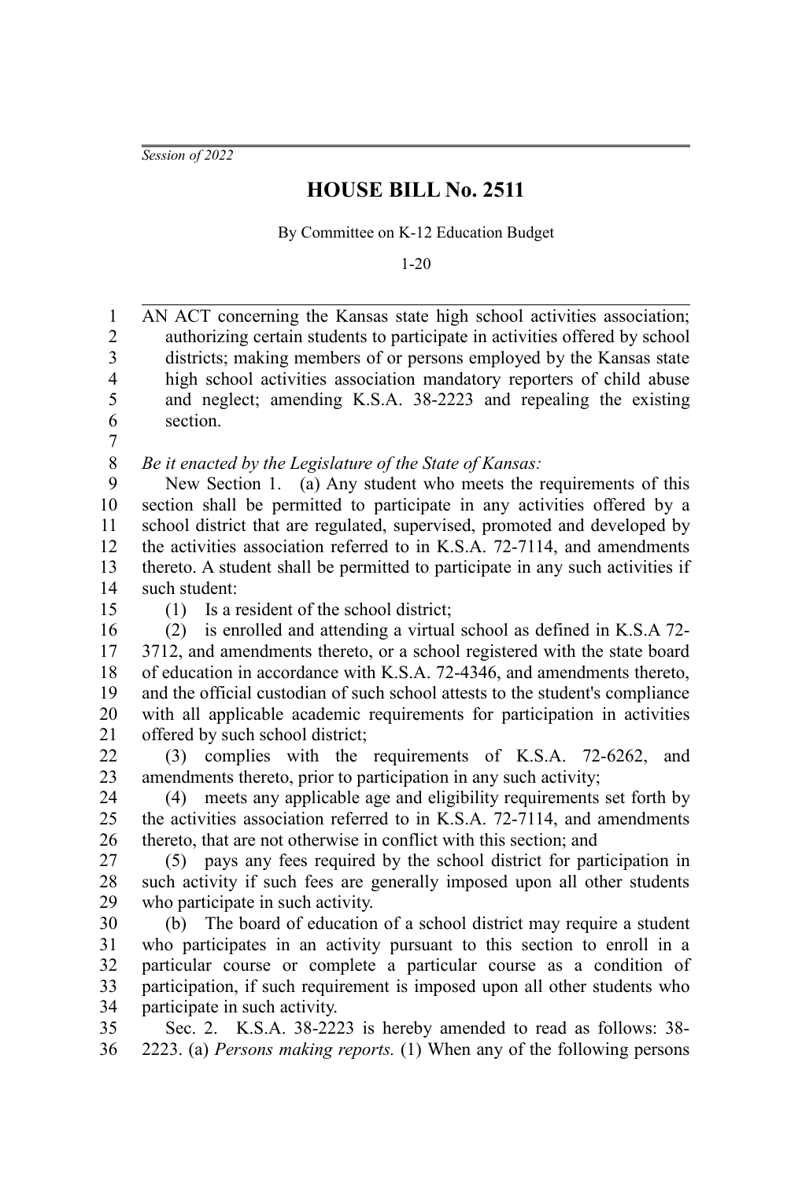*Session of 2022*

# HOUSE BILL No. 2511

By Committee on K-12 Education Budget

1-20

AN ACT concerning the Kansas state high school activities association; authorizing certain students to participate in activities offered by school districts; making members of or persons employed by the Kansas state high school activities association mandatory reporters of child abuse and neglect; amending K.S.A. 38-2223 and repealing the existing section.

*Be it enacted by the Legislature of the State of Kansas:*

New Section 1. (a) Any student who meets the requirements of this section shall be permitted to participate in any activities offered by a school district that are regulated, supervised, promoted and developed by the activities association referred to in K.S.A. 72-7114, and amendments thereto. A student shall be permitted to participate in any such activities if such student:

(1) Is a resident of the school district;

(2) is enrolled and attending a virtual school as defined in K.S.A 72-3712, and amendments thereto, or a school registered with the state board of education in accordance with K.S.A. 72-4346, and amendments thereto, and the official custodian of such school attests to the student's compliance with all applicable academic requirements for participation in activities offered by such school district;

(3) complies with the requirements of K.S.A. 72-6262, and amendments thereto, prior to participation in any such activity;

(4) meets any applicable age and eligibility requirements set forth by the activities association referred to in K.S.A. 72-7114, and amendments thereto, that are not otherwise in conflict with this section; and

(5) pays any fees required by the school district for participation in such activity if such fees are generally imposed upon all other students who participate in such activity.

(b) The board of education of a school district may require a student who participates in an activity pursuant to this section to enroll in a particular course or complete a particular course as a condition of participation, if such requirement is imposed upon all other students who participate in such activity.

Sec. 2. K.S.A. 38-2223 is hereby amended to read as follows: 38-2223. (a) *Persons making reports.* (1) When any of the following persons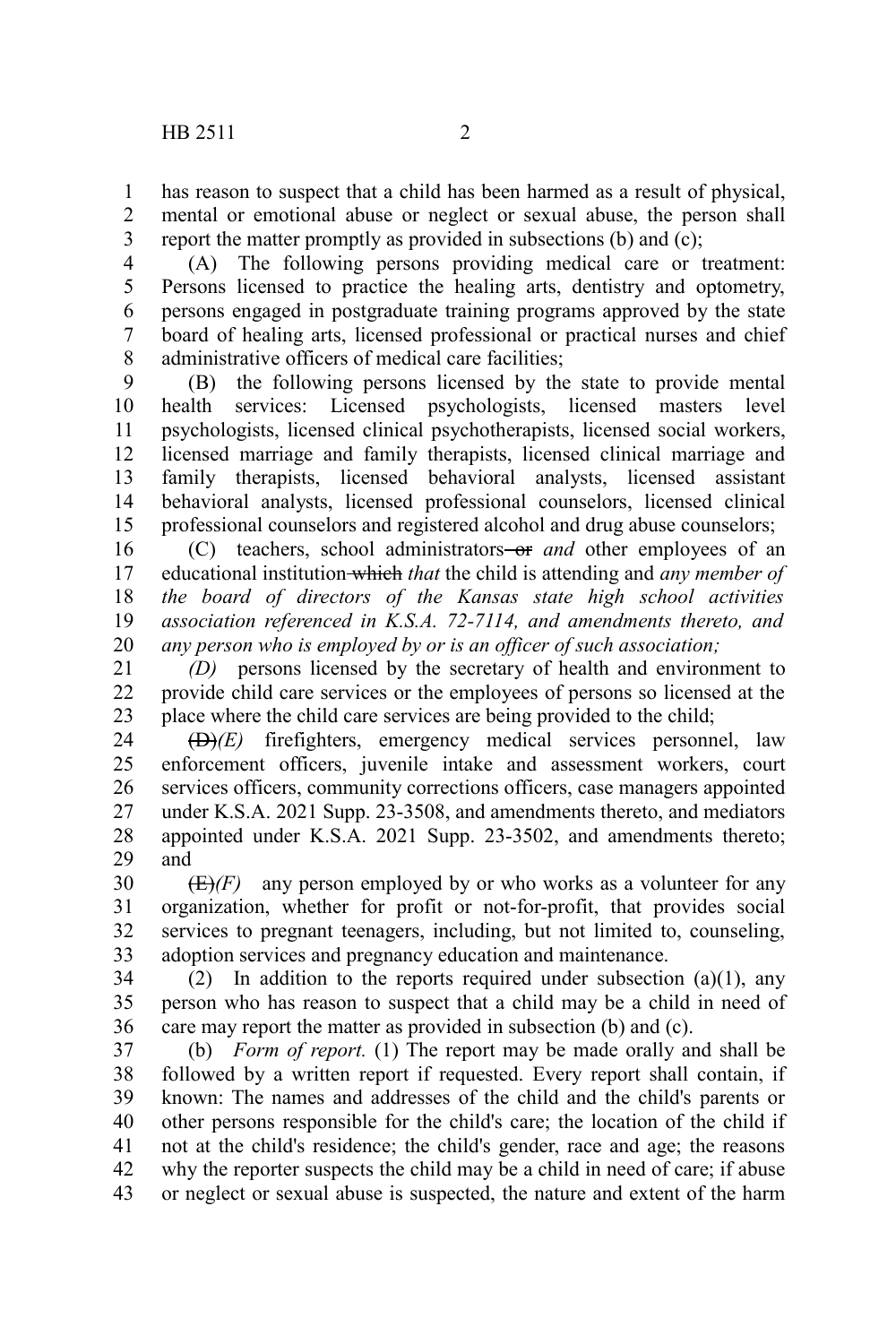has reason to suspect that a child has been harmed as a result of physical, mental or emotional abuse or neglect or sexual abuse, the person shall report the matter promptly as provided in subsections (b) and (c);

(A) The following persons providing medical care or treatment: Persons licensed to practice the healing arts, dentistry and optometry, persons engaged in postgraduate training programs approved by the state board of healing arts, licensed professional or practical nurses and chief administrative officers of medical care facilities;

(B) the following persons licensed by the state to provide mental health services: Licensed psychologists, licensed masters level psychologists, licensed clinical psychotherapists, licensed social workers, licensed marriage and family therapists, licensed clinical marriage and family therapists, licensed behavioral analysts, licensed assistant behavioral analysts, licensed professional counselors, licensed clinical professional counselors and registered alcohol and drug abuse counselors;

(C) teachers, school administrators ~~or~~ *and* other employees of an educational institution ~~which~~ *that* the child is attending and *any member of the board of directors of the Kansas state high school activities association referenced in K.S.A. 72-7114, and amendments thereto, and any person who is employed by or is an officer of such association;*

*(D)* persons licensed by the secretary of health and environment to provide child care services or the employees of persons so licensed at the place where the child care services are being provided to the child;

~~(D)~~*(E)* firefighters, emergency medical services personnel, law enforcement officers, juvenile intake and assessment workers, court services officers, community corrections officers, case managers appointed under K.S.A. 2021 Supp. 23-3508, and amendments thereto, and mediators appointed under K.S.A. 2021 Supp. 23-3502, and amendments thereto; and

~~(E)~~*(F)* any person employed by or who works as a volunteer for any organization, whether for profit or not-for-profit, that provides social services to pregnant teenagers, including, but not limited to, counseling, adoption services and pregnancy education and maintenance.

(2) In addition to the reports required under subsection (a)(1), any person who has reason to suspect that a child may be a child in need of care may report the matter as provided in subsection (b) and (c).

(b) *Form of report.* (1) The report may be made orally and shall be followed by a written report if requested. Every report shall contain, if known: The names and addresses of the child and the child's parents or other persons responsible for the child's care; the location of the child if not at the child's residence; the child's gender, race and age; the reasons why the reporter suspects the child may be a child in need of care; if abuse or neglect or sexual abuse is suspected, the nature and extent of the harm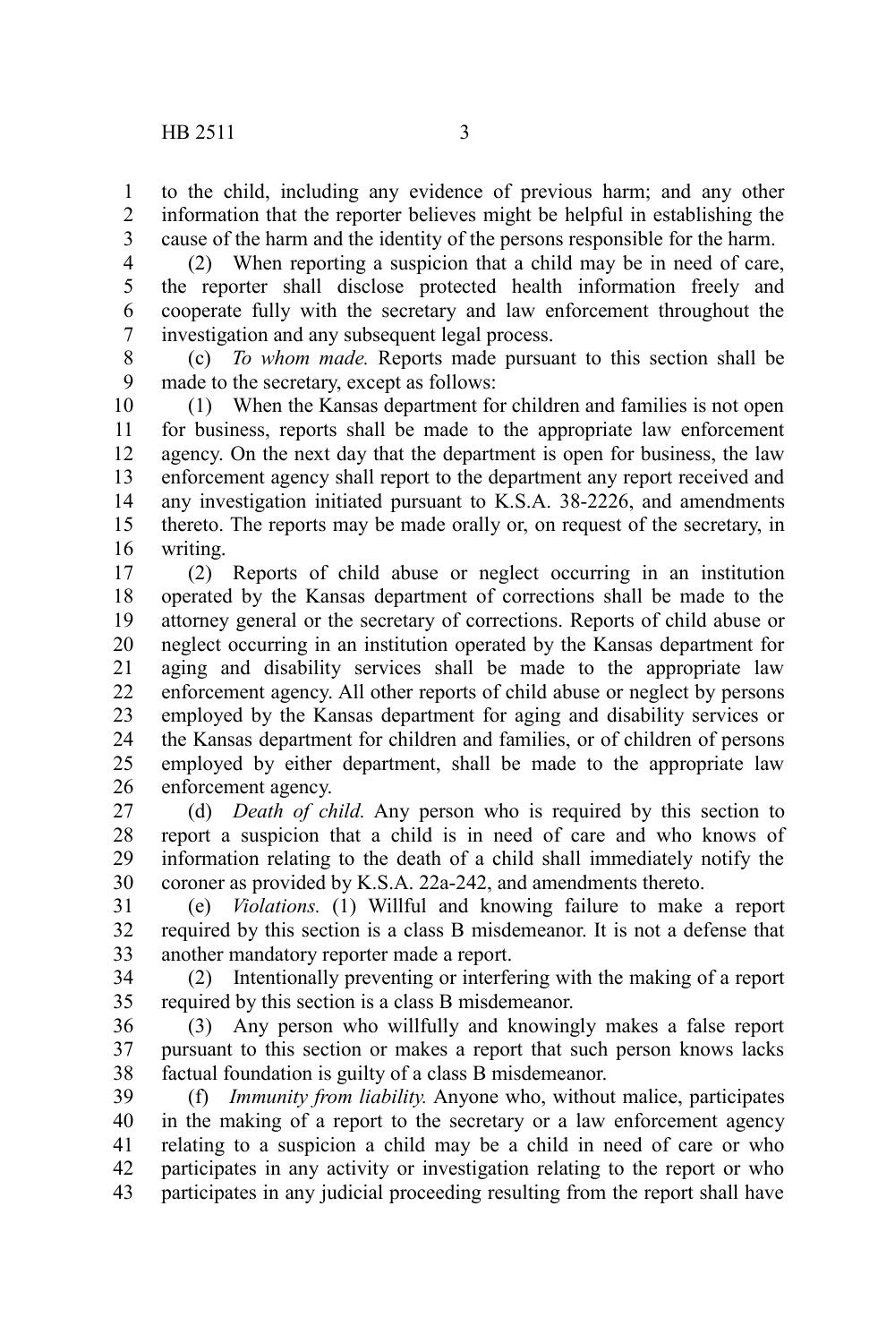to the child, including any evidence of previous harm; and any other information that the reporter believes might be helpful in establishing the cause of the harm and the identity of the persons responsible for the harm.

(2) When reporting a suspicion that a child may be in need of care, the reporter shall disclose protected health information freely and cooperate fully with the secretary and law enforcement throughout the investigation and any subsequent legal process.

(c) *To whom made.* Reports made pursuant to this section shall be made to the secretary, except as follows:

(1) When the Kansas department for children and families is not open for business, reports shall be made to the appropriate law enforcement agency. On the next day that the department is open for business, the law enforcement agency shall report to the department any report received and any investigation initiated pursuant to K.S.A. 38-2226, and amendments thereto. The reports may be made orally or, on request of the secretary, in writing.

(2) Reports of child abuse or neglect occurring in an institution operated by the Kansas department of corrections shall be made to the attorney general or the secretary of corrections. Reports of child abuse or neglect occurring in an institution operated by the Kansas department for aging and disability services shall be made to the appropriate law enforcement agency. All other reports of child abuse or neglect by persons employed by the Kansas department for aging and disability services or the Kansas department for children and families, or of children of persons employed by either department, shall be made to the appropriate law enforcement agency.

(d) *Death of child.* Any person who is required by this section to report a suspicion that a child is in need of care and who knows of information relating to the death of a child shall immediately notify the coroner as provided by K.S.A. 22a-242, and amendments thereto.

(e) *Violations.* (1) Willful and knowing failure to make a report required by this section is a class B misdemeanor. It is not a defense that another mandatory reporter made a report.

(2) Intentionally preventing or interfering with the making of a report required by this section is a class B misdemeanor.

(3) Any person who willfully and knowingly makes a false report pursuant to this section or makes a report that such person knows lacks factual foundation is guilty of a class B misdemeanor.

(f) *Immunity from liability.* Anyone who, without malice, participates in the making of a report to the secretary or a law enforcement agency relating to a suspicion a child may be a child in need of care or who participates in any activity or investigation relating to the report or who participates in any judicial proceeding resulting from the report shall have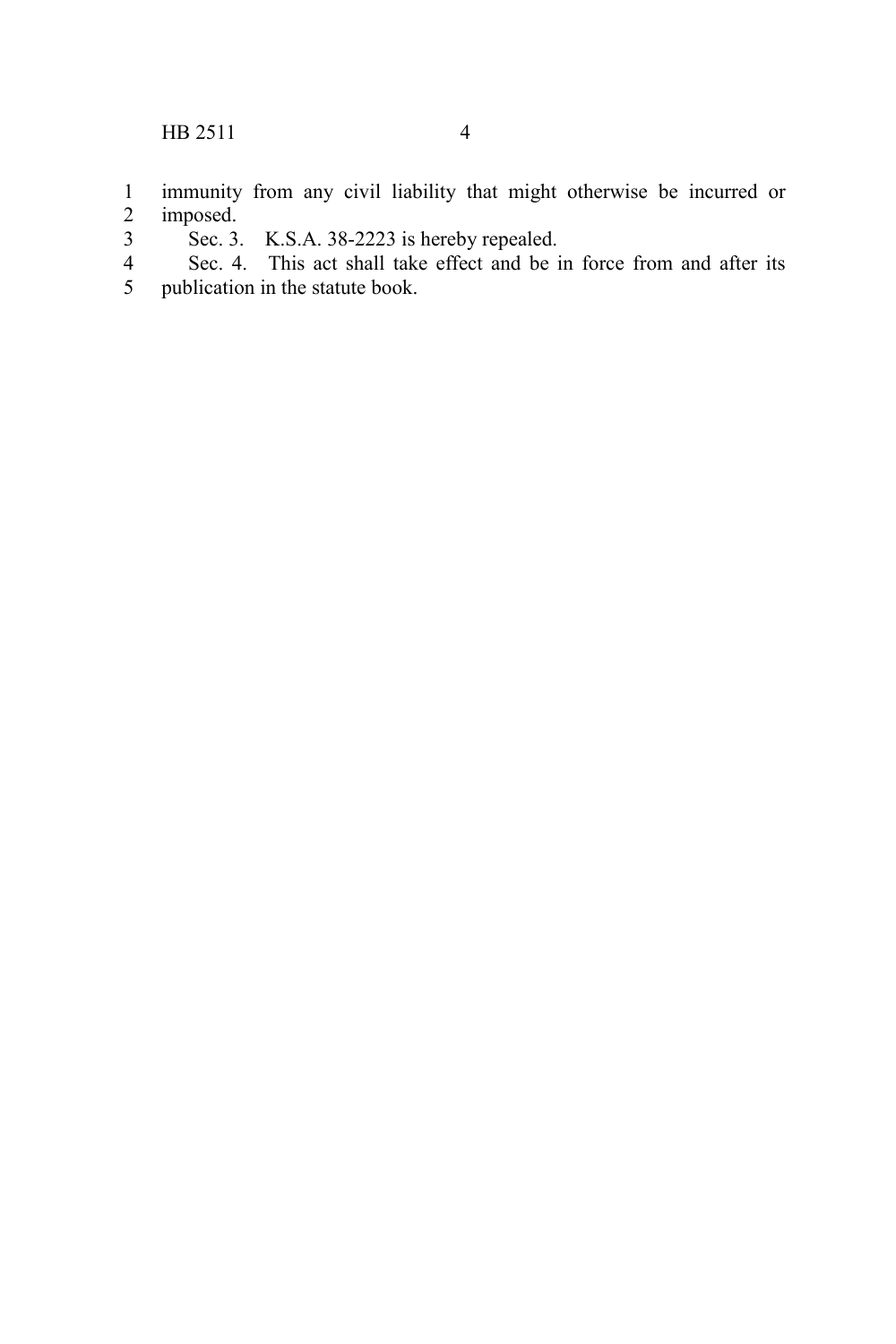immunity from any civil liability that might otherwise be incurred or imposed.

Sec. 3. K.S.A. 38-2223 is hereby repealed.

Sec. 4. This act shall take effect and be in force from and after its publication in the statute book.